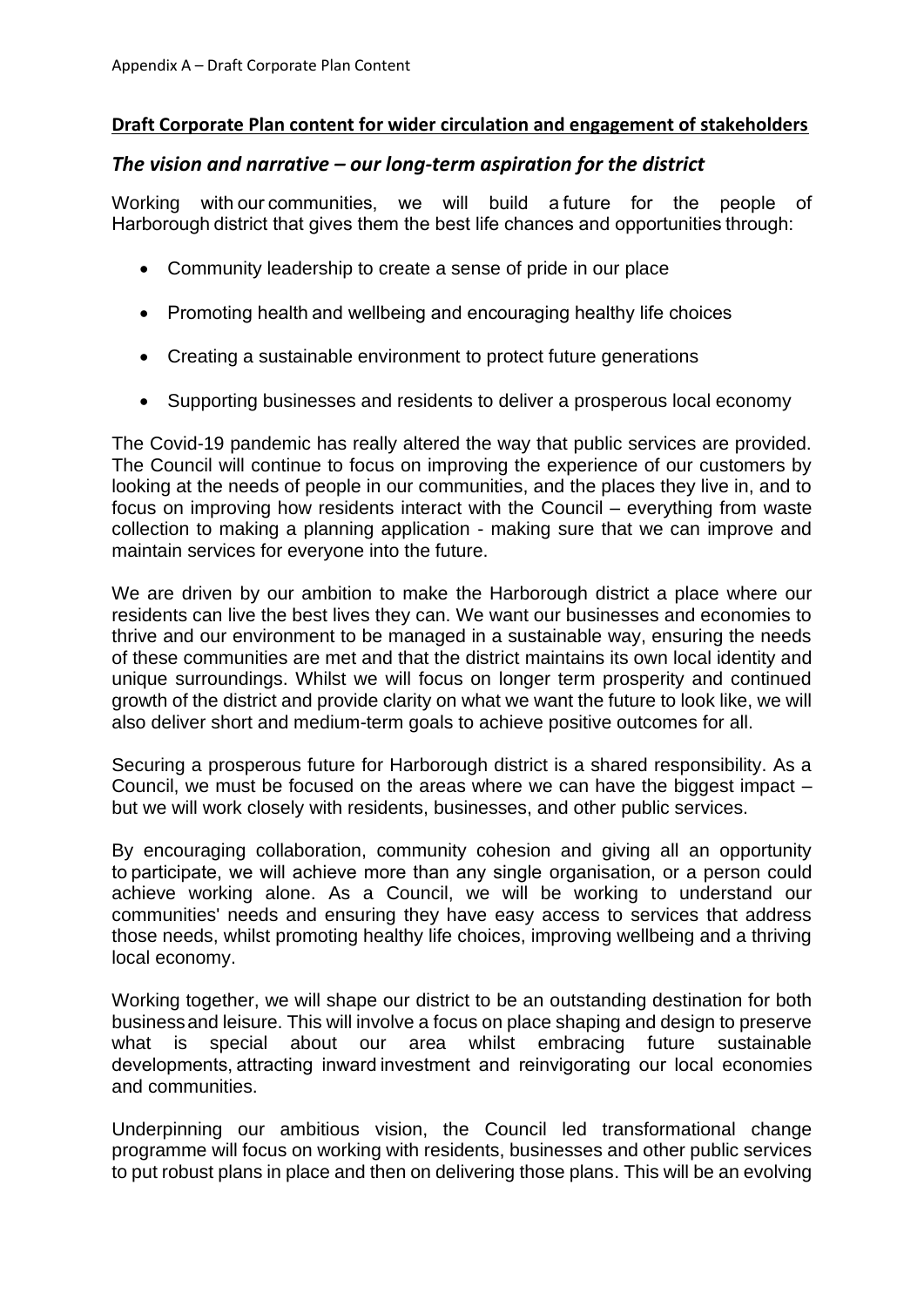Appendix A – Draft Corporate Plan Content

**Draft Corporate Plan content for wider circulation and engagement of stakeholders**

## *The vision and narrative – our long-term aspiration for the district*

Working with our communities, we will build a future for the people of Harborough district that gives them the best life chances and opportunities through:

- Community leadership to create a sense of pride in our place
- Promoting health and wellbeing and encouraging healthy life choices
- Creating a sustainable environment to protect future generations
- Supporting businesses and residents to deliver a prosperous local economy

The Covid-19 pandemic has really altered the way that public services are provided. The Council will continue to focus on improving the experience of our customers by looking at the needs of people in our communities, and the places they live in, and to focus on improving how residents interact with the Council – everything from waste collection to making a planning application - making sure that we can improve and maintain services for everyone into the future.

We are driven by our ambition to make the Harborough district a place where our residents can live the best lives they can. We want our businesses and economies to thrive and our environment to be managed in a sustainable way, ensuring the needs of these communities are met and that the district maintains its own local identity and unique surroundings. Whilst we will focus on longer term prosperity and continued growth of the district and provide clarity on what we want the future to look like, we will also deliver short and medium-term goals to achieve positive outcomes for all.

Securing a prosperous future for Harborough district is a shared responsibility. As a Council, we must be focused on the areas where we can have the biggest impact – but we will work closely with residents, businesses, and other public services.

By encouraging collaboration, community cohesion and giving all an opportunity to participate, we will achieve more than any single organisation, or a person could achieve working alone. As a Council, we will be working to understand our communities' needs and ensuring they have easy access to services that address those needs, whilst promoting healthy life choices, improving wellbeing and a thriving local economy.

Working together, we will shape our district to be an outstanding destination for both business and leisure. This will involve a focus on place shaping and design to preserve what is special about our area whilst embracing future sustainable developments, attracting inward investment and reinvigorating our local economies and communities.

Underpinning our ambitious vision, the Council led transformational change programme will focus on working with residents, businesses and other public services to put robust plans in place and then on delivering those plans. This will be an evolving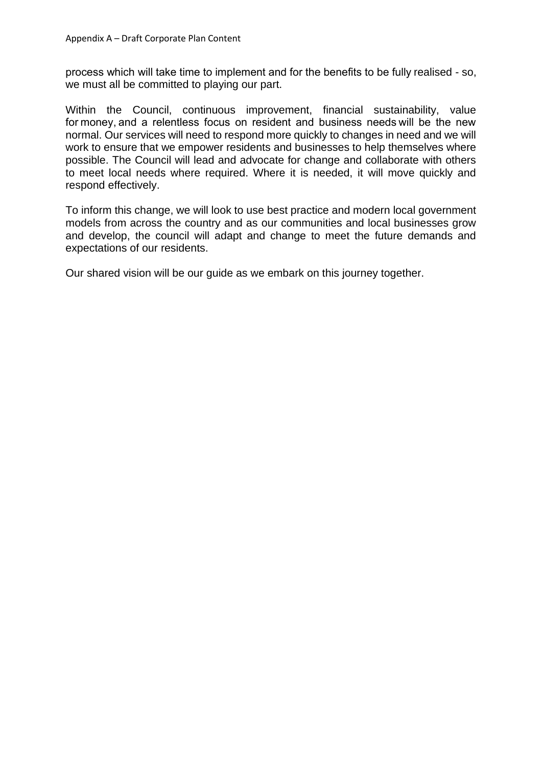process which will take time to implement and for the benefits to be fully realised - so, we must all be committed to playing our part.

Within the Council, continuous improvement, financial sustainability, value for money, and a relentless focus on resident and business needs will be the new normal. Our services will need to respond more quickly to changes in need and we will work to ensure that we empower residents and businesses to help themselves where possible. The Council will lead and advocate for change and collaborate with others to meet local needs where required. Where it is needed, it will move quickly and respond effectively.

To inform this change, we will look to use best practice and modern local government models from across the country and as our communities and local businesses grow and develop, the council will adapt and change to meet the future demands and expectations of our residents.

Our shared vision will be our guide as we embark on this journey together.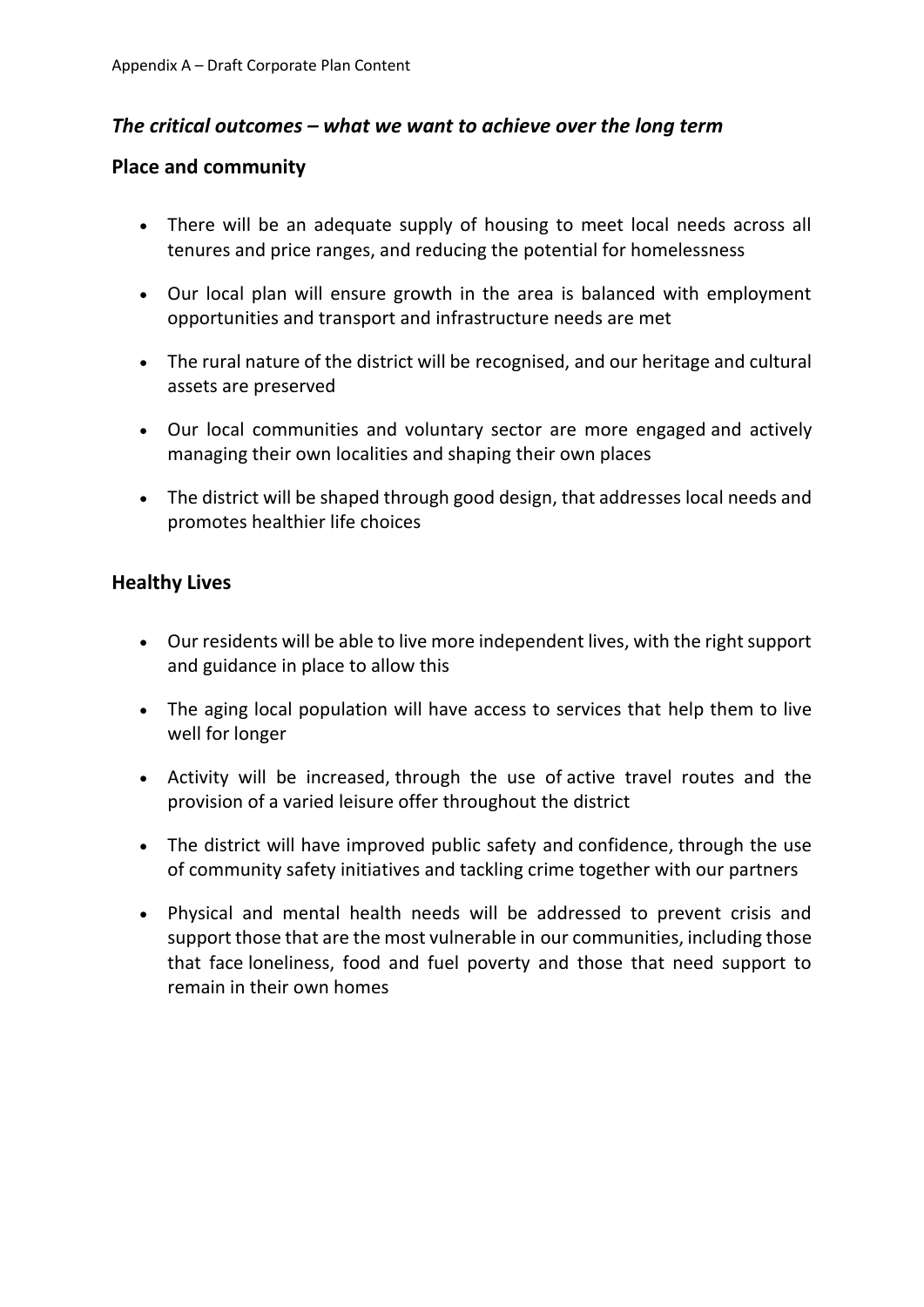Appendix A – Draft Corporate Plan Content

### *The critical outcomes – what we want to achieve over the long term*

### Place and community

- There will be an adequate supply of housing to meet local needs across all tenures and price ranges, and reducing the potential for homelessness
- Our local plan will ensure growth in the area is balanced with employment opportunities and transport and infrastructure needs are met
- The rural nature of the district will be recognised, and our heritage and cultural assets are preserved
- Our local communities and voluntary sector are more engaged and actively managing their own localities and shaping their own places
- The district will be shaped through good design, that addresses local needs and promotes healthier life choices

### Healthy Lives

- Our residents will be able to live more independent lives, with the right support and guidance in place to allow this
- The aging local population will have access to services that help them to live well for longer
- Activity will be increased, through the use of active travel routes and the provision of a varied leisure offer throughout the district
- The district will have improved public safety and confidence, through the use of community safety initiatives and tackling crime together with our partners
- Physical and mental health needs will be addressed to prevent crisis and support those that are the most vulnerable in our communities, including those that face loneliness, food and fuel poverty and those that need support to remain in their own homes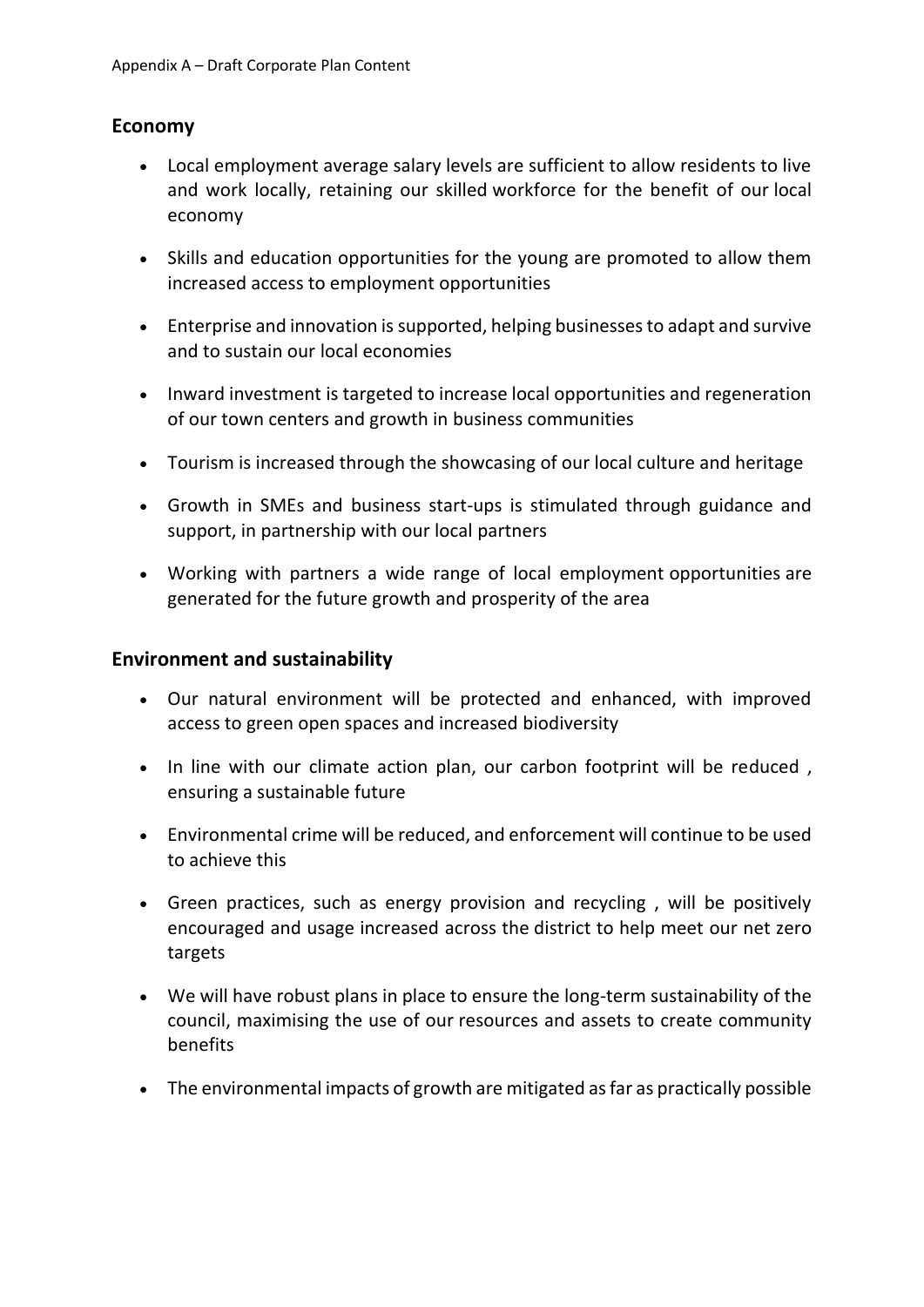## Economy

- Local employment average salary levels are sufficient to allow residents to live and work locally, retaining our skilled workforce for the benefit of our local economy
- Skills and education opportunities for the young are promoted to allow them increased access to employment opportunities
- Enterprise and innovation is supported, helping businesses to adapt and survive and to sustain our local economies
- Inward investment is targeted to increase local opportunities and regeneration of our town centers and growth in business communities
- Tourism is increased through the showcasing of our local culture and heritage
- Growth in SMEs and business start-ups is stimulated through guidance and support, in partnership with our local partners
- Working with partners a wide range of local employment opportunities are generated for the future growth and prosperity of the area

## Environment and sustainability

- Our natural environment will be protected and enhanced, with improved access to green open spaces and increased biodiversity
- In line with our climate action plan, our carbon footprint will be reduced , ensuring a sustainable future
- Environmental crime will be reduced, and enforcement will continue to be used to achieve this
- Green practices, such as energy provision and recycling , will be positively encouraged and usage increased across the district to help meet our net zero targets
- We will have robust plans in place to ensure the long-term sustainability of the council, maximising the use of our resources and assets to create community benefits
- The environmental impacts of growth are mitigated as far as practically possible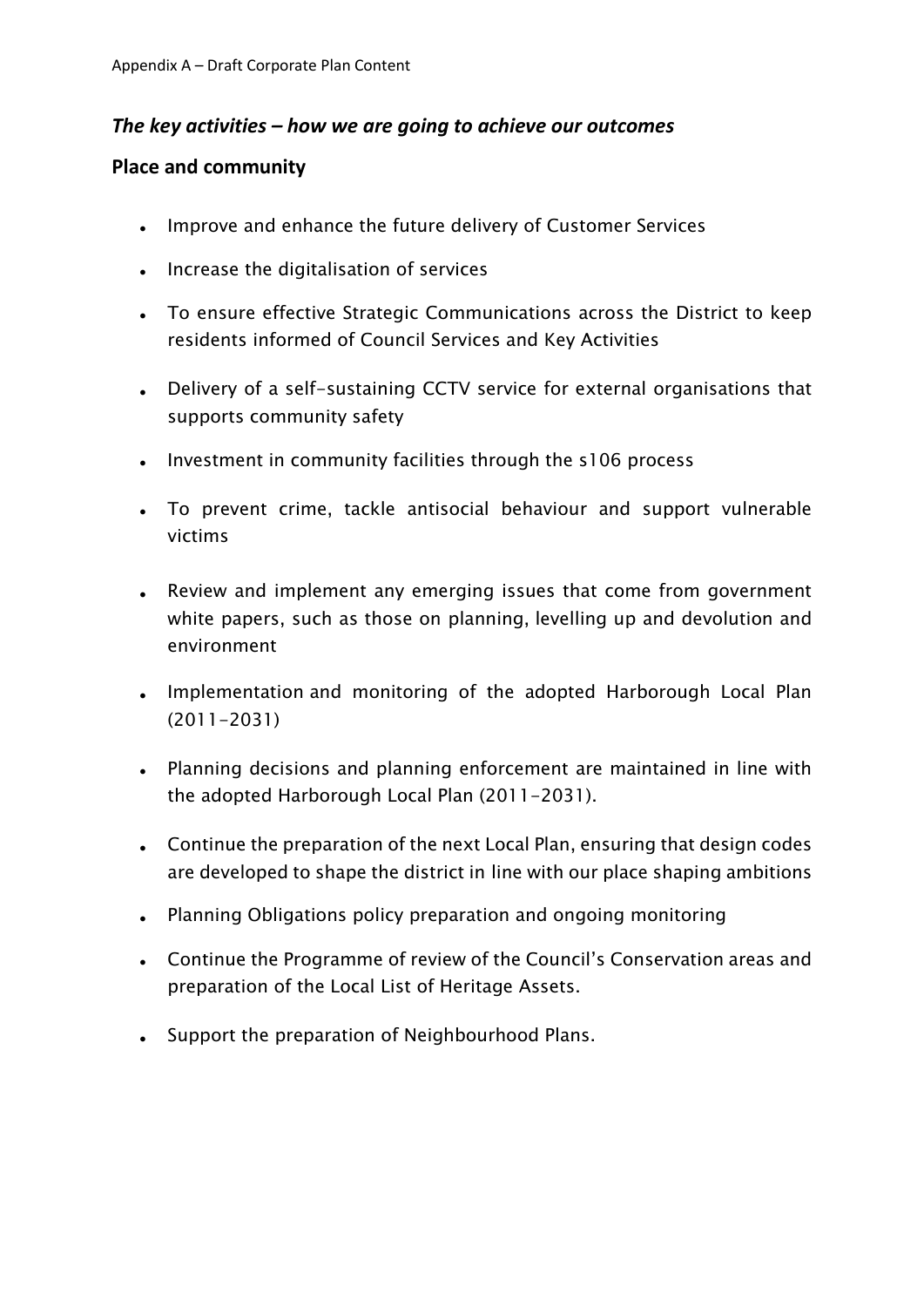## *The key activities – how we are going to achieve our outcomes*

### Place and community

- Improve and enhance the future delivery of Customer Services
- Increase the digitalisation of services
- To ensure effective Strategic Communications across the District to keep residents informed of Council Services and Key Activities
- Delivery of a self-sustaining CCTV service for external organisations that supports community safety
- Investment in community facilities through the s106 process
- To prevent crime, tackle antisocial behaviour and support vulnerable victims
- Review and implement any emerging issues that come from government white papers, such as those on planning, levelling up and devolution and environment
- Implementation and monitoring of the adopted Harborough Local Plan (2011-2031)
- Planning decisions and planning enforcement are maintained in line with the adopted Harborough Local Plan (2011-2031).
- Continue the preparation of the next Local Plan, ensuring that design codes are developed to shape the district in line with our place shaping ambitions
- Planning Obligations policy preparation and ongoing monitoring
- Continue the Programme of review of the Council's Conservation areas and preparation of the Local List of Heritage Assets.
- Support the preparation of Neighbourhood Plans.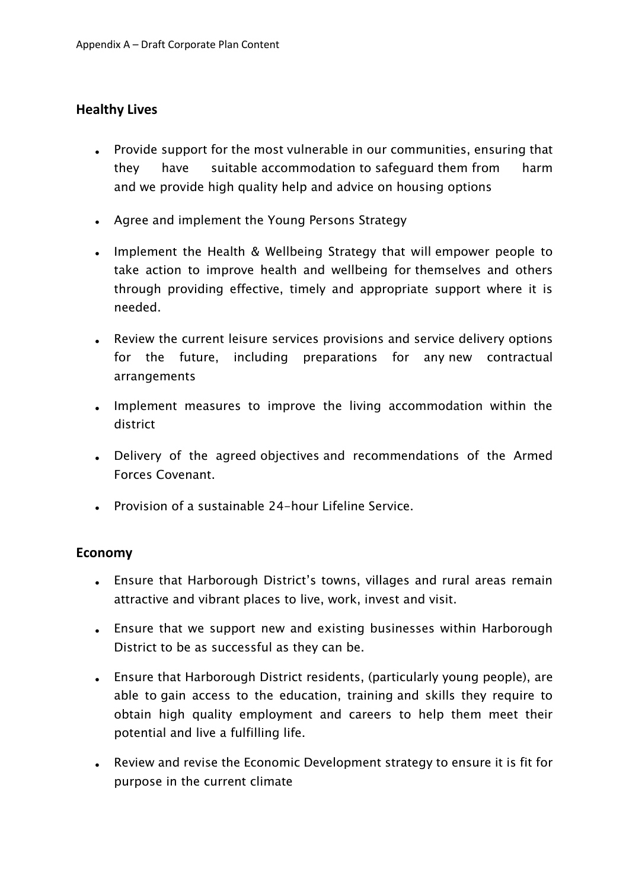## Healthy Lives

- Provide support for the most vulnerable in our communities, ensuring that they have suitable accommodation to safeguard them from harm and we provide high quality help and advice on housing options
- Agree and implement the Young Persons Strategy
- Implement the Health & Wellbeing Strategy that will empower people to take action to improve health and wellbeing for themselves and others through providing effective, timely and appropriate support where it is needed.
- Review the current leisure services provisions and service delivery options for the future, including preparations for any new contractual arrangements
- Implement measures to improve the living accommodation within the district
- Delivery of the agreed objectives and recommendations of the Armed Forces Covenant.
- Provision of a sustainable 24-hour Lifeline Service.

## Economy

- Ensure that Harborough District's towns, villages and rural areas remain attractive and vibrant places to live, work, invest and visit.
- Ensure that we support new and existing businesses within Harborough District to be as successful as they can be.
- Ensure that Harborough District residents, (particularly young people), are able to gain access to the education, training and skills they require to obtain high quality employment and careers to help them meet their potential and live a fulfilling life.
- Review and revise the Economic Development strategy to ensure it is fit for purpose in the current climate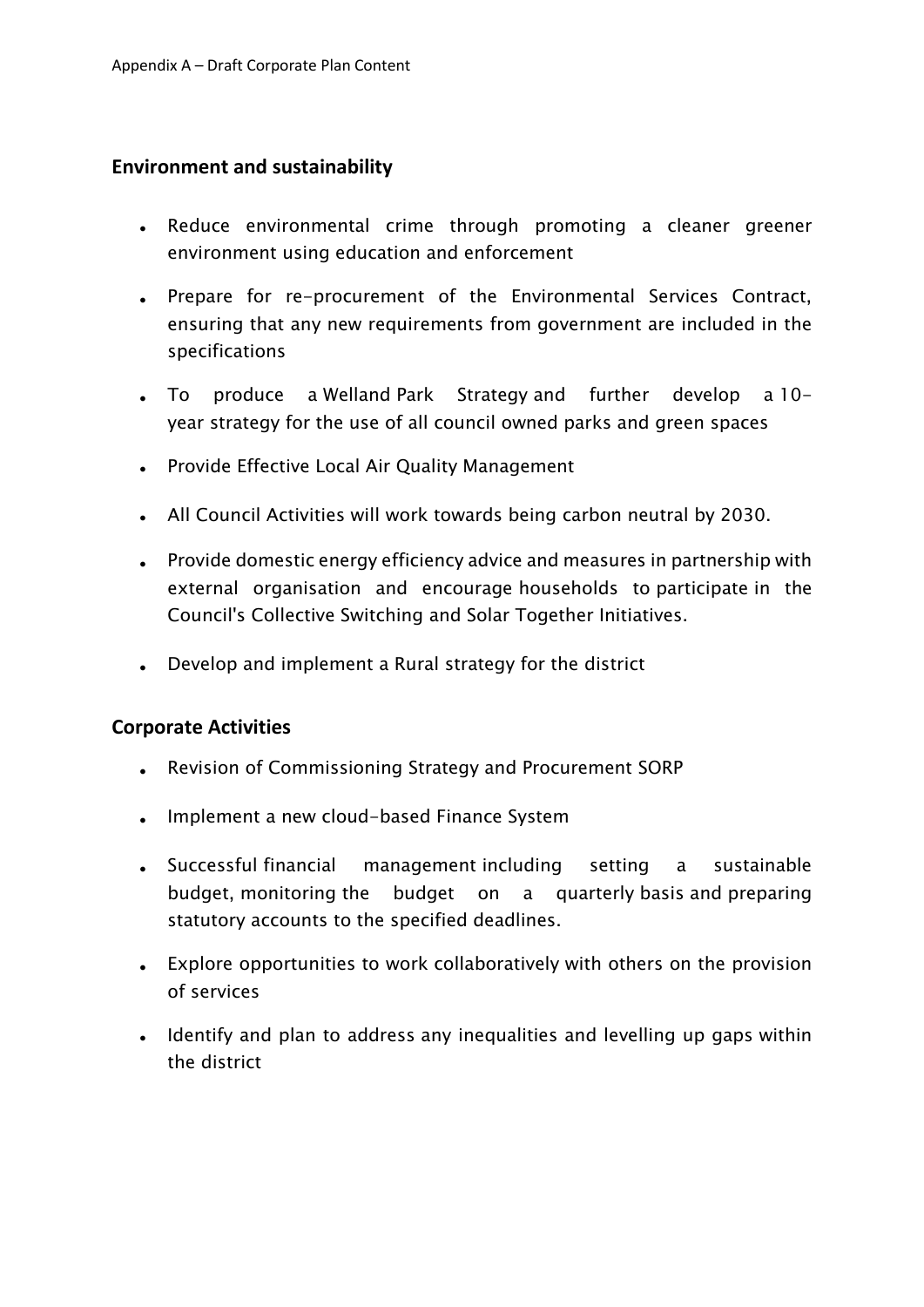## Environment and sustainability

- Reduce environmental crime through promoting a cleaner greener environment using education and enforcement
- Prepare for re-procurement of the Environmental Services Contract, ensuring that any new requirements from government are included in the specifications
- To produce a Welland Park Strategy and further develop a 10-year strategy for the use of all council owned parks and green spaces
- Provide Effective Local Air Quality Management
- All Council Activities will work towards being carbon neutral by 2030.
- Provide domestic energy efficiency advice and measures in partnership with external organisation and encourage households to participate in the Council's Collective Switching and Solar Together Initiatives.
- Develop and implement a Rural strategy for the district

## Corporate Activities

- Revision of Commissioning Strategy and Procurement SORP
- Implement a new cloud-based Finance System
- Successful financial management including setting a sustainable budget, monitoring the budget on a quarterly basis and preparing statutory accounts to the specified deadlines.
- Explore opportunities to work collaboratively with others on the provision of services
- Identify and plan to address any inequalities and levelling up gaps within the district